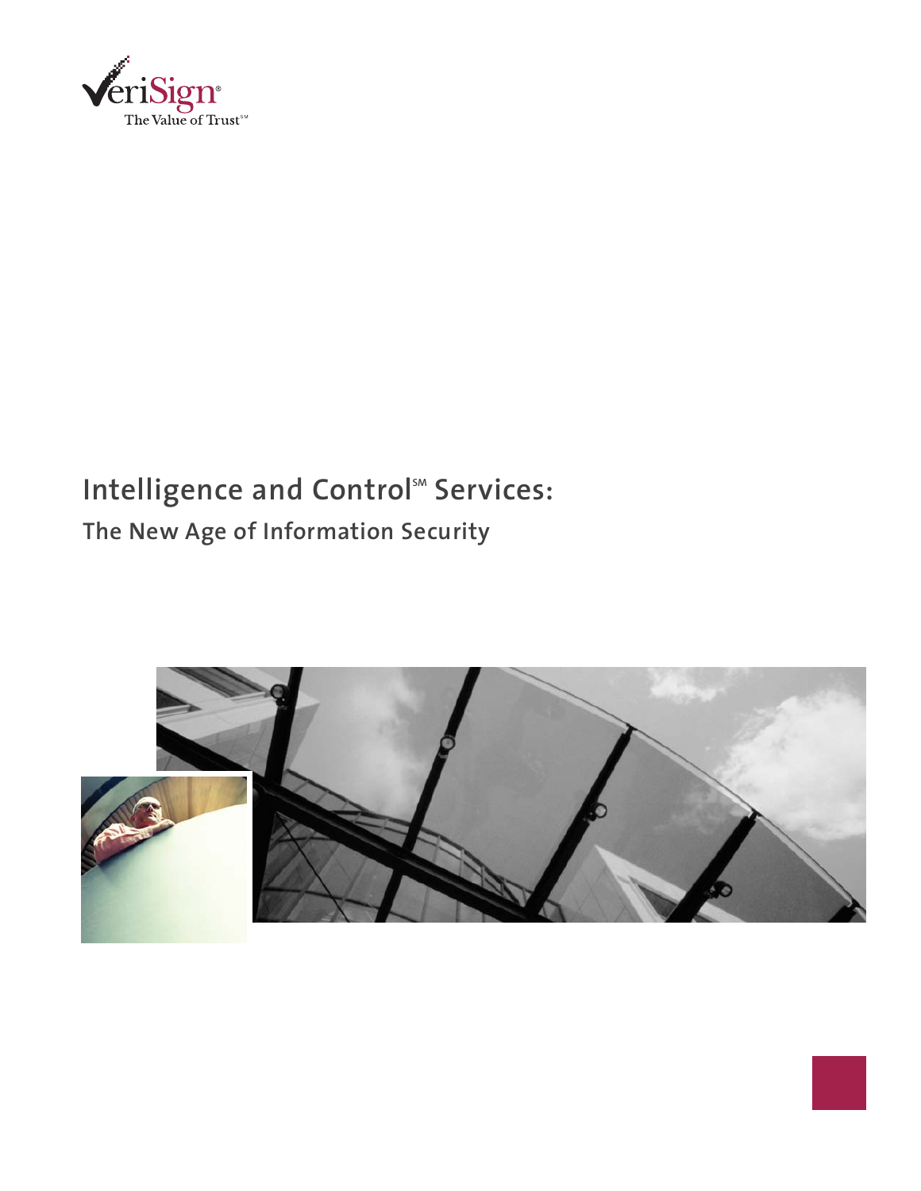VeriSign®

The Value of Trust℠

# Intelligence and Control℠ Services:

## The New Age of Information Security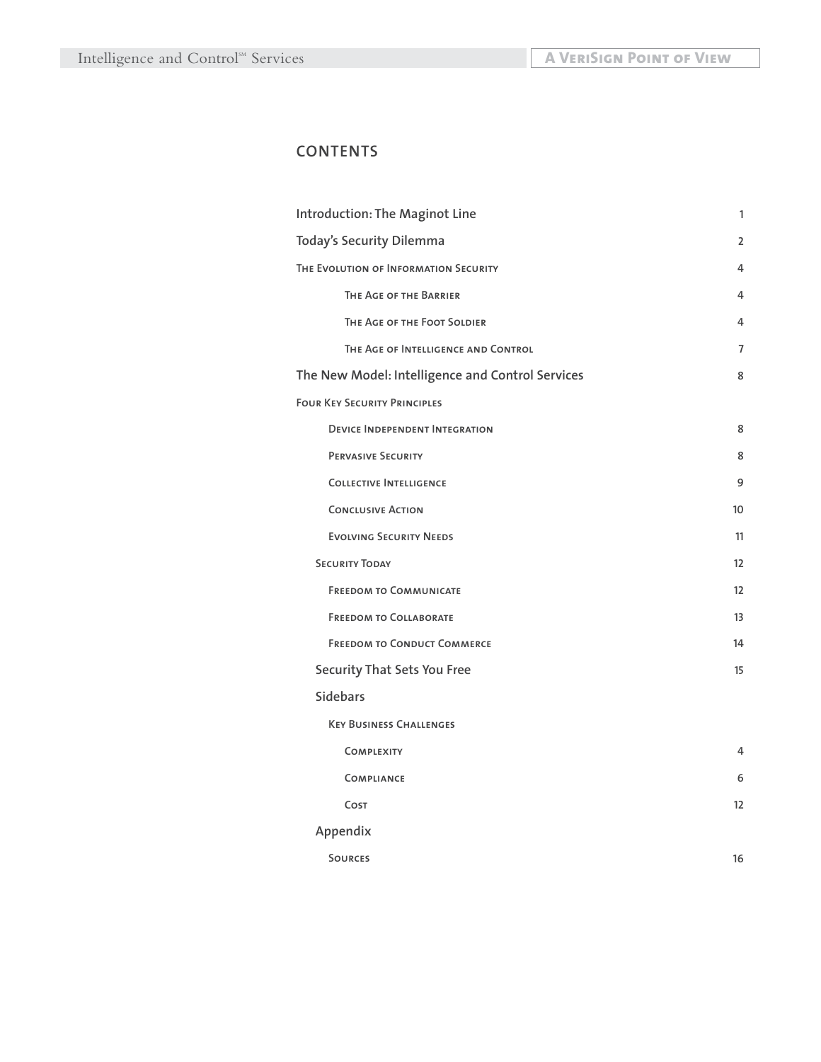## CONTENTS

| | |
|---|---|
| **Introduction: The Maginot Line** | 1 |
| **Today's Security Dilemma** | 2 |
| THE EVOLUTION OF INFORMATION SECURITY | 4 |
| THE AGE OF THE BARRIER | 4 |
| THE AGE OF THE FOOT SOLDIER | 4 |
| THE AGE OF INTELLIGENCE AND CONTROL | 7 |
| **The New Model: Intelligence and Control Services** | 8 |
| FOUR KEY SECURITY PRINCIPLES | |
| DEVICE INDEPENDENT INTEGRATION | 8 |
| PERVASIVE SECURITY | 8 |
| COLLECTIVE INTELLIGENCE | 9 |
| CONCLUSIVE ACTION | 10 |
| EVOLVING SECURITY NEEDS | 11 |
| SECURITY TODAY | 12 |
| FREEDOM TO COMMUNICATE | 12 |
| FREEDOM TO COLLABORATE | 13 |
| FREEDOM TO CONDUCT COMMERCE | 14 |
| **Security That Sets You Free** | 15 |
| **Sidebars** | |
| KEY BUSINESS CHALLENGES | |
| COMPLEXITY | 4 |
| COMPLIANCE | 6 |
| COST | 12 |
| **Appendix** | |
| SOURCES | 16 |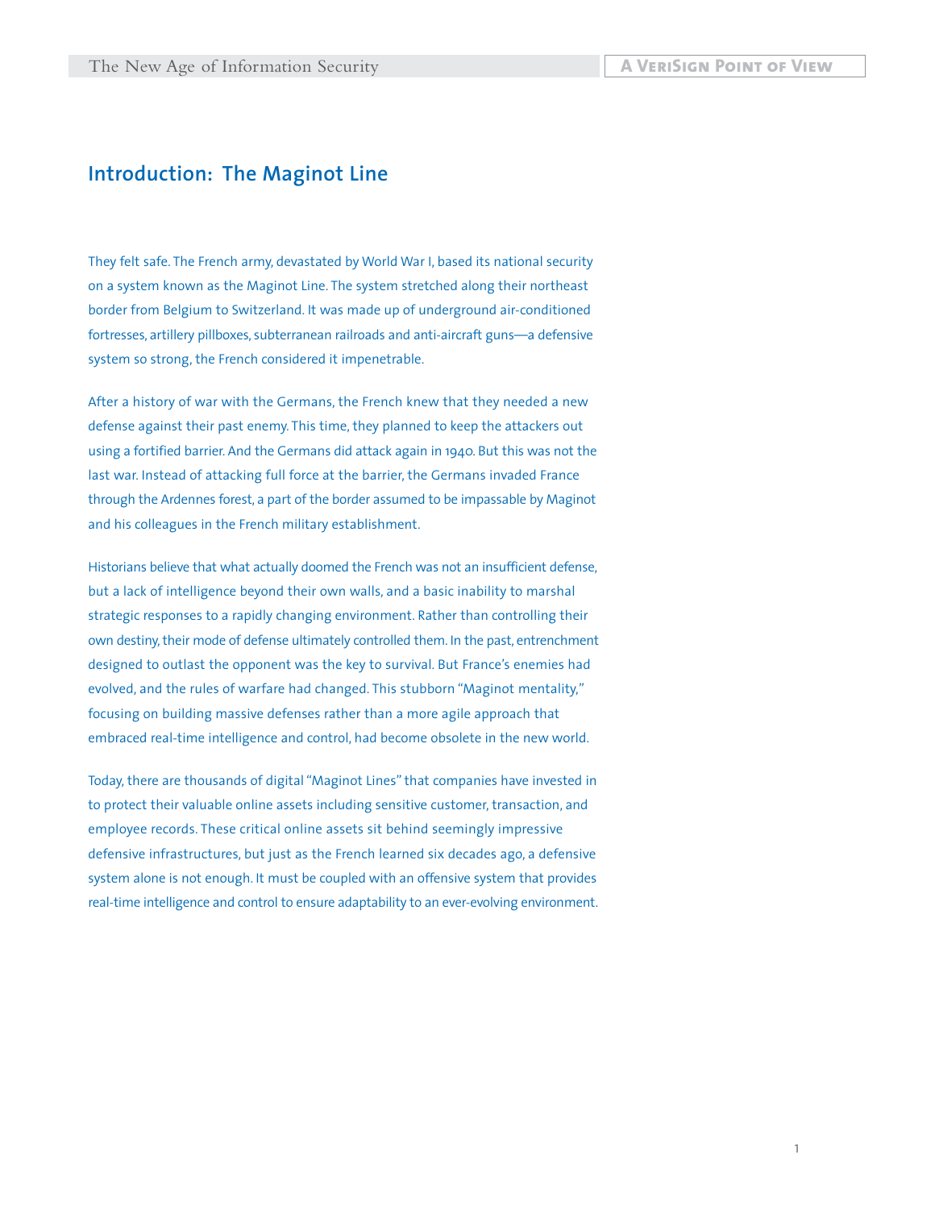## Introduction: The Maginot Line

They felt safe. The French army, devastated by World War I, based its national security on a system known as the Maginot Line. The system stretched along their northeast border from Belgium to Switzerland. It was made up of underground air-conditioned fortresses, artillery pillboxes, subterranean railroads and anti-aircraft guns—a defensive system so strong, the French considered it impenetrable.

After a history of war with the Germans, the French knew that they needed a new defense against their past enemy. This time, they planned to keep the attackers out using a fortified barrier. And the Germans did attack again in 1940. But this was not the last war. Instead of attacking full force at the barrier, the Germans invaded France through the Ardennes forest, a part of the border assumed to be impassable by Maginot and his colleagues in the French military establishment.

Historians believe that what actually doomed the French was not an insufficient defense, but a lack of intelligence beyond their own walls, and a basic inability to marshal strategic responses to a rapidly changing environment. Rather than controlling their own destiny, their mode of defense ultimately controlled them. In the past, entrenchment designed to outlast the opponent was the key to survival. But France's enemies had evolved, and the rules of warfare had changed. This stubborn "Maginot mentality," focusing on building massive defenses rather than a more agile approach that embraced real-time intelligence and control, had become obsolete in the new world.

Today, there are thousands of digital "Maginot Lines" that companies have invested in to protect their valuable online assets including sensitive customer, transaction, and employee records. These critical online assets sit behind seemingly impressive defensive infrastructures, but just as the French learned six decades ago, a defensive system alone is not enough. It must be coupled with an offensive system that provides real-time intelligence and control to ensure adaptability to an ever-evolving environment.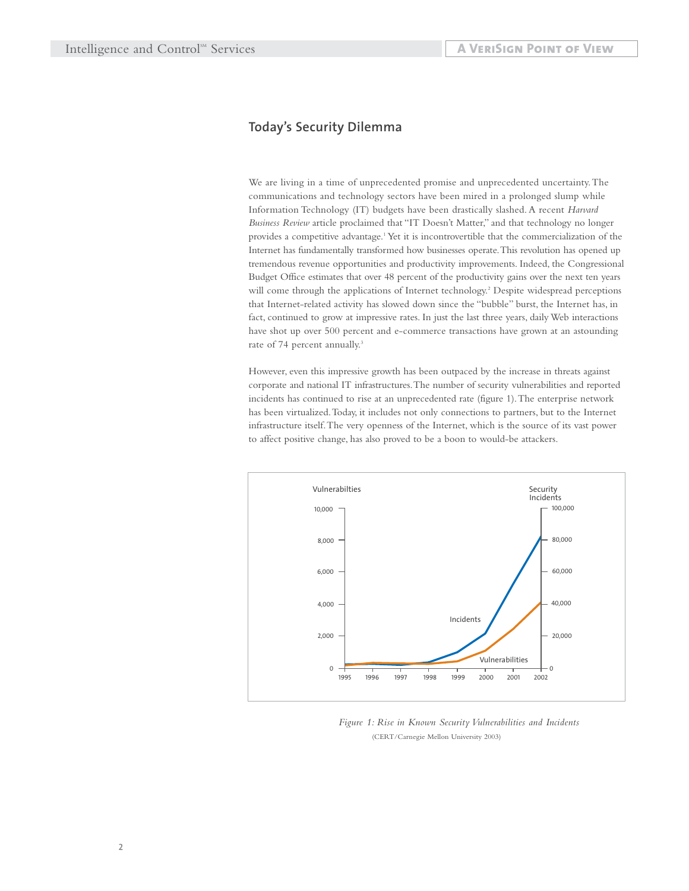## Today's Security Dilemma

We are living in a time of unprecedented promise and unprecedented uncertainty. The communications and technology sectors have been mired in a prolonged slump while Information Technology (IT) budgets have been drastically slashed. A recent *Harvard Business Review* article proclaimed that "IT Doesn't Matter," and that technology no longer provides a competitive advantage.[1] Yet it is incontrovertible that the commercialization of the Internet has fundamentally transformed how businesses operate. This revolution has opened up tremendous revenue opportunities and productivity improvements. Indeed, the Congressional Budget Office estimates that over 48 percent of the productivity gains over the next ten years will come through the applications of Internet technology.[2] Despite widespread perceptions that Internet-related activity has slowed down since the "bubble" burst, the Internet has, in fact, continued to grow at impressive rates. In just the last three years, daily Web interactions have shot up over 500 percent and e-commerce transactions have grown at an astounding rate of 74 percent annually.[3]

However, even this impressive growth has been outpaced by the increase in threats against corporate and national IT infrastructures. The number of security vulnerabilities and reported incidents has continued to rise at an unprecedented rate (figure 1). The enterprise network has been virtualized. Today, it includes not only connections to partners, but to the Internet infrastructure itself. The very openness of the Internet, which is the source of its vast power to affect positive change, has also proved to be a boon to would-be attackers.

*Figure 1: Rise in Known Security Vulnerabilities and Incidents*

(CERT/Carnegie Mellon University 2003)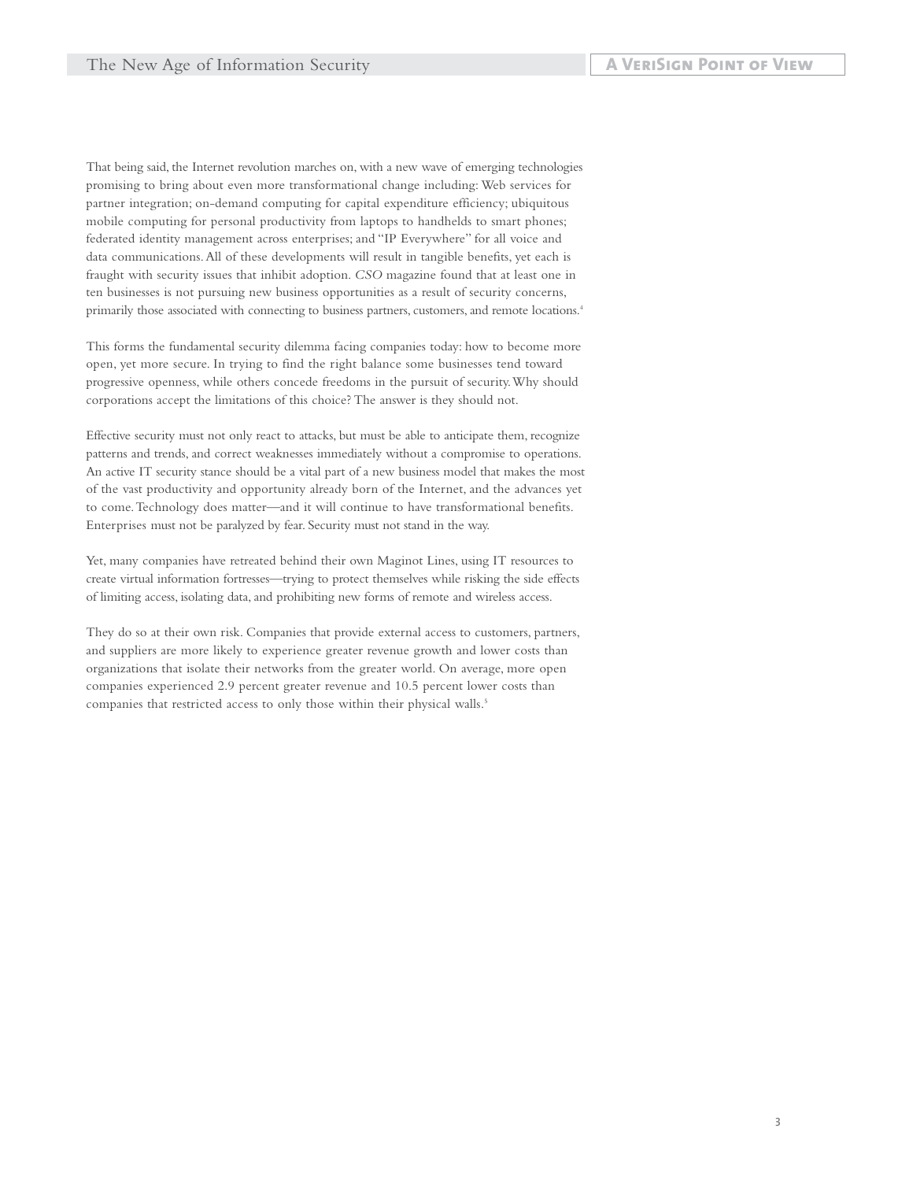That being said, the Internet revolution marches on, with a new wave of emerging technologies promising to bring about even more transformational change including: Web services for partner integration; on-demand computing for capital expenditure efficiency; ubiquitous mobile computing for personal productivity from laptops to handhelds to smart phones; federated identity management across enterprises; and "IP Everywhere" for all voice and data communications. All of these developments will result in tangible benefits, yet each is fraught with security issues that inhibit adoption. *CSO* magazine found that at least one in ten businesses is not pursuing new business opportunities as a result of security concerns, primarily those associated with connecting to business partners, customers, and remote locations.[4]

This forms the fundamental security dilemma facing companies today: how to become more open, yet more secure. In trying to find the right balance some businesses tend toward progressive openness, while others concede freedoms in the pursuit of security. Why should corporations accept the limitations of this choice? The answer is they should not.

Effective security must not only react to attacks, but must be able to anticipate them, recognize patterns and trends, and correct weaknesses immediately without a compromise to operations. An active IT security stance should be a vital part of a new business model that makes the most of the vast productivity and opportunity already born of the Internet, and the advances yet to come. Technology does matter—and it will continue to have transformational benefits. Enterprises must not be paralyzed by fear. Security must not stand in the way.

Yet, many companies have retreated behind their own Maginot Lines, using IT resources to create virtual information fortresses—trying to protect themselves while risking the side effects of limiting access, isolating data, and prohibiting new forms of remote and wireless access.

They do so at their own risk. Companies that provide external access to customers, partners, and suppliers are more likely to experience greater revenue growth and lower costs than organizations that isolate their networks from the greater world. On average, more open companies experienced 2.9 percent greater revenue and 10.5 percent lower costs than companies that restricted access to only those within their physical walls.[5]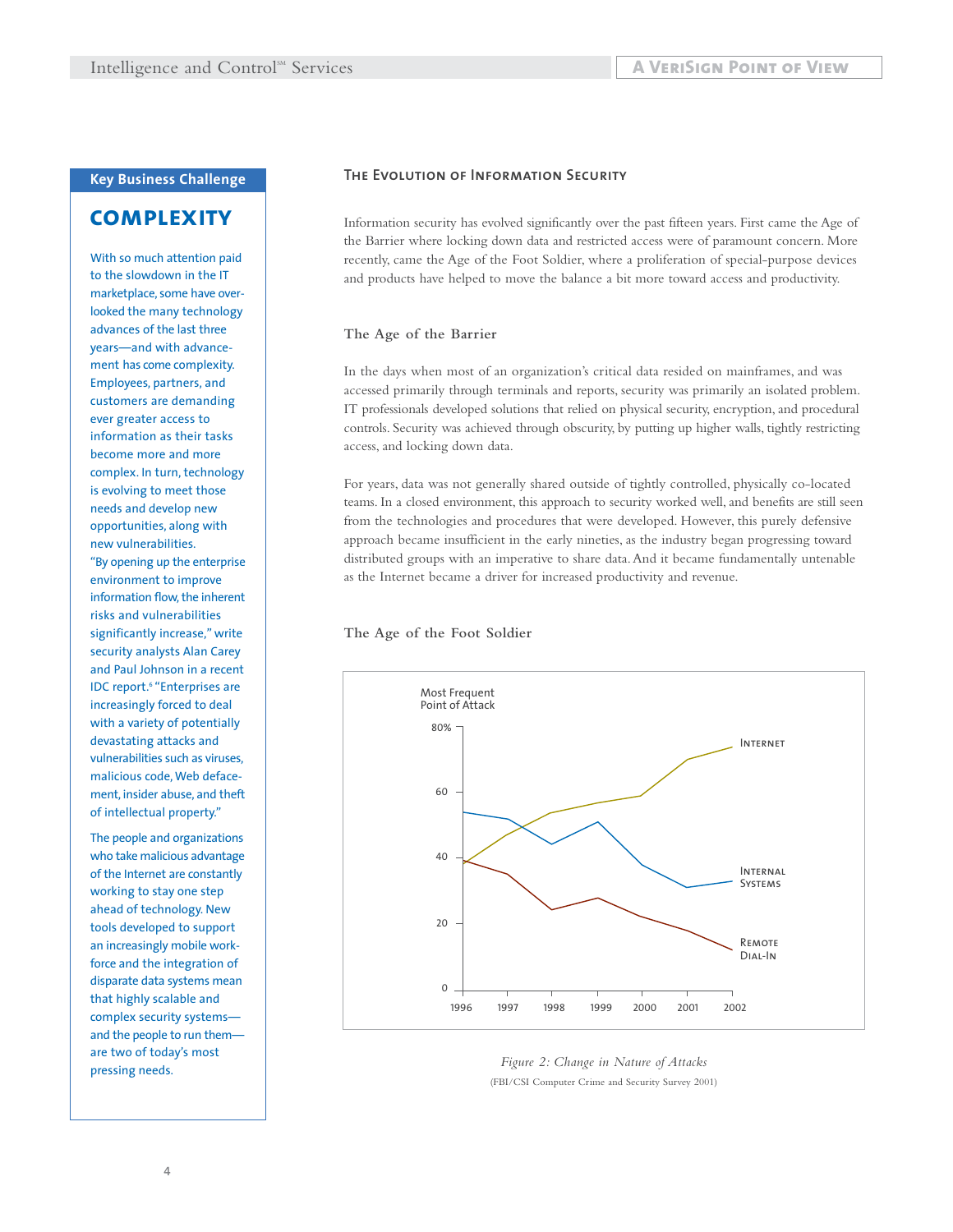## Key Business Challenge

### COMPLEXITY

With so much attention paid to the slowdown in the IT marketplace, some have overlooked the many technology advances of the last three years—and with advancement has come complexity. Employees, partners, and customers are demanding ever greater access to information as their tasks become more and more complex. In turn, technology is evolving to meet those needs and develop new opportunities, along with new vulnerabilities. "By opening up the enterprise environment to improve information flow, the inherent risks and vulnerabilities significantly increase," write security analysts Alan Carey and Paul Johnson in a recent IDC report.[6] "Enterprises are increasingly forced to deal with a variety of potentially devastating attacks and vulnerabilities such as viruses, malicious code, Web defacement, insider abuse, and theft of intellectual property."

The people and organizations who take malicious advantage of the Internet are constantly working to stay one step ahead of technology. New tools developed to support an increasingly mobile workforce and the integration of disparate data systems mean that highly scalable and complex security systems—and the people to run them—are two of today's most pressing needs.

## The Evolution of Information Security

Information security has evolved significantly over the past fifteen years. First came the Age of the Barrier where locking down data and restricted access were of paramount concern. More recently, came the Age of the Foot Soldier, where a proliferation of special-purpose devices and products have helped to move the balance a bit more toward access and productivity.

### The Age of the Barrier

In the days when most of an organization's critical data resided on mainframes, and was accessed primarily through terminals and reports, security was primarily an isolated problem. IT professionals developed solutions that relied on physical security, encryption, and procedural controls. Security was achieved through obscurity, by putting up higher walls, tightly restricting access, and locking down data.

For years, data was not generally shared outside of tightly controlled, physically co-located teams. In a closed environment, this approach to security worked well, and benefits are still seen from the technologies and procedures that were developed. However, this purely defensive approach became insufficient in the early nineties, as the industry began progressing toward distributed groups with an imperative to share data. And it became fundamentally untenable as the Internet became a driver for increased productivity and revenue.

### The Age of the Foot Soldier

Most Frequent Point of Attack

Series shown: Internet, Internal Systems, Remote Dial-In (1996–2002; 0–80%)

*Figure 2: Change in Nature of Attacks*

(FBI/CSI Computer Crime and Security Survey 2001)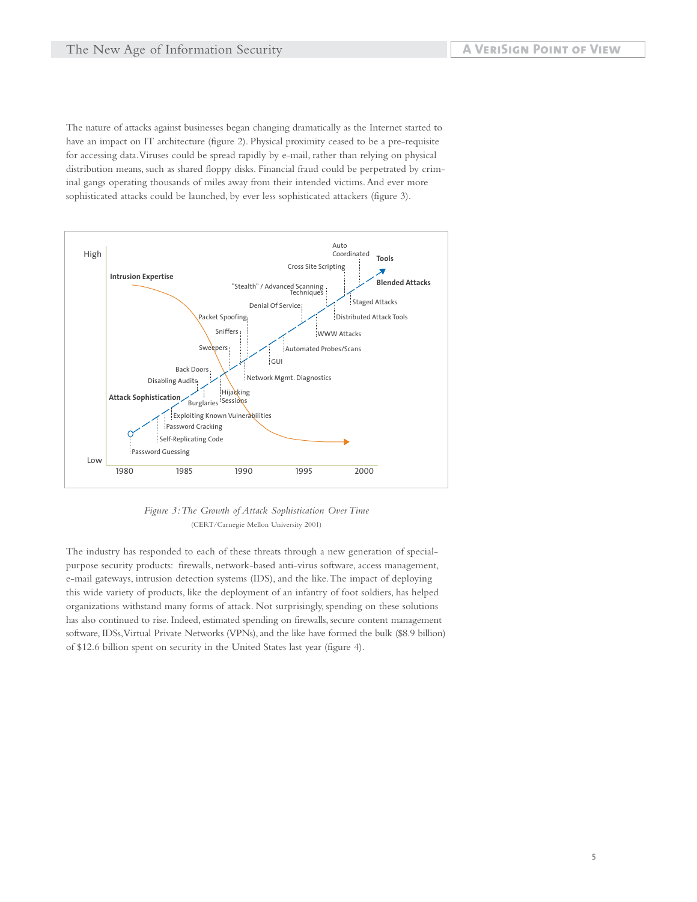The nature of attacks against businesses began changing dramatically as the Internet started to have an impact on IT architecture (figure 2). Physical proximity ceased to be a pre-requisite for accessing data. Viruses could be spread rapidly by e-mail, rather than relying on physical distribution means, such as shared floppy disks. Financial fraud could be perpetrated by criminal gangs operating thousands of miles away from their intended victims. And ever more sophisticated attacks could be launched, by ever less sophisticated attackers (figure 3).

*Figure 3: The Growth of Attack Sophistication Over Time*

(CERT/Carnegie Mellon University 2001)

The industry has responded to each of these threats through a new generation of special-purpose security products: firewalls, network-based anti-virus software, access management, e-mail gateways, intrusion detection systems (IDS), and the like. The impact of deploying this wide variety of products, like the deployment of an infantry of foot soldiers, has helped organizations withstand many forms of attack. Not surprisingly, spending on these solutions has also continued to rise. Indeed, estimated spending on firewalls, secure content management software, IDSs, Virtual Private Networks (VPNs), and the like have formed the bulk ($8.9 billion) of $12.6 billion spent on security in the United States last year (figure 4).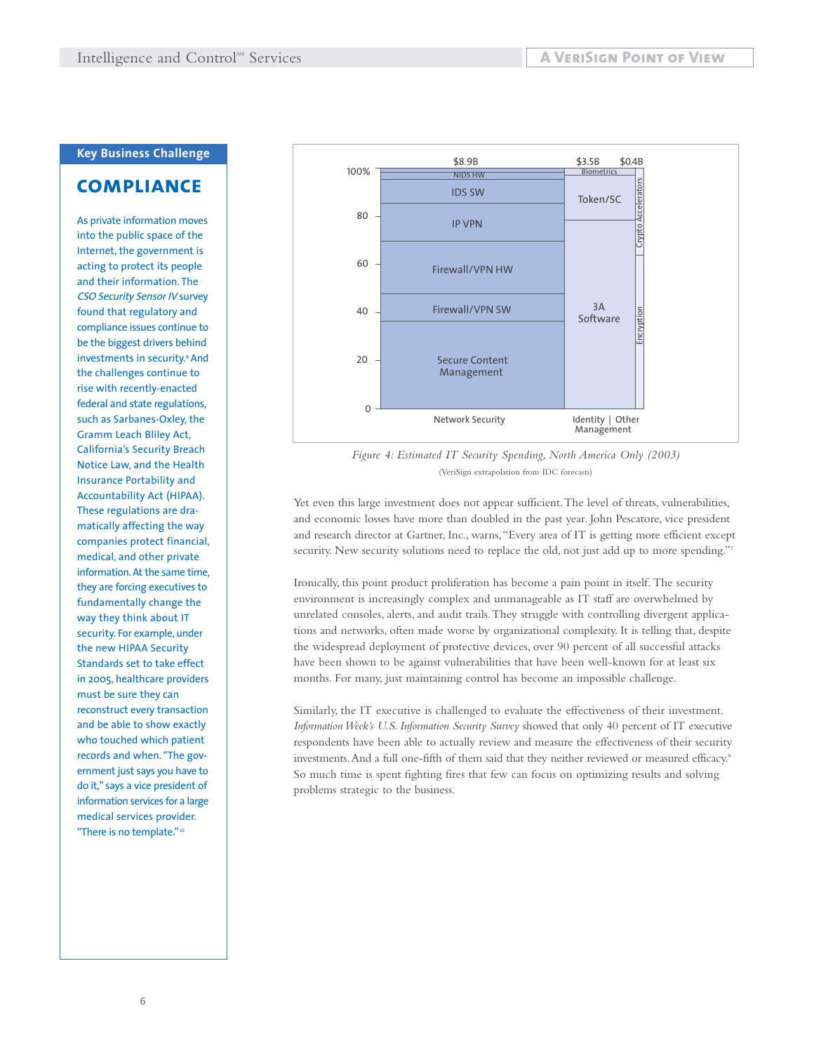## Key Business Challenge

# COMPLIANCE

As private information moves into the public space of the Internet, the government is acting to protect its people and their information. The *CSO Security Sensor IV* survey found that regulatory and compliance issues continue to be the biggest drivers behind investments in security.[9] And the challenges continue to rise with recently-enacted federal and state regulations, such as Sarbanes-Oxley, the Gramm Leach Bliley Act, California's Security Breach Notice Law, and the Health Insurance Portability and Accountability Act (HIPAA). These regulations are dramatically affecting the way companies protect financial, medical, and other private information. At the same time, they are forcing executives to fundamentally change the way they think about IT security. For example, under the new HIPAA Security Standards set to take effect in 2005, healthcare providers must be sure they can reconstruct every transaction and be able to show exactly who touched which patient records and when. "The government just says you have to do it," says a vice president of information services for a large medical services provider. "There is no template."[10]

*Figure 4: Estimated IT Security Spending, North America Only (2003)*

(VeriSign extrapolation from IDC forecasts)

Yet even this large investment does not appear sufficient. The level of threats, vulnerabilities, and economic losses have more than doubled in the past year. John Pescatore, vice president and research director at Gartner, Inc., warns, "Every area of IT is getting more efficient except security. New security solutions need to replace the old, not just add up to more spending."[7]

Ironically, this point product proliferation has become a pain point in itself. The security environment is increasingly complex and unmanageable as IT staff are overwhelmed by unrelated consoles, alerts, and audit trails. They struggle with controlling divergent applications and networks, often made worse by organizational complexity. It is telling that, despite the widespread deployment of protective devices, over 90 percent of all successful attacks have been shown to be against vulnerabilities that have been well-known for at least six months. For many, just maintaining control has become an impossible challenge.

Similarly, the IT executive is challenged to evaluate the effectiveness of their investment. *Information Week's U.S. Information Security Survey* showed that only 40 percent of IT executive respondents have been able to actually review and measure the effectiveness of their security investments. And a full one-fifth of them said that they neither reviewed or measured efficacy.[8] So much time is spent fighting fires that few can focus on optimizing results and solving problems strategic to the business.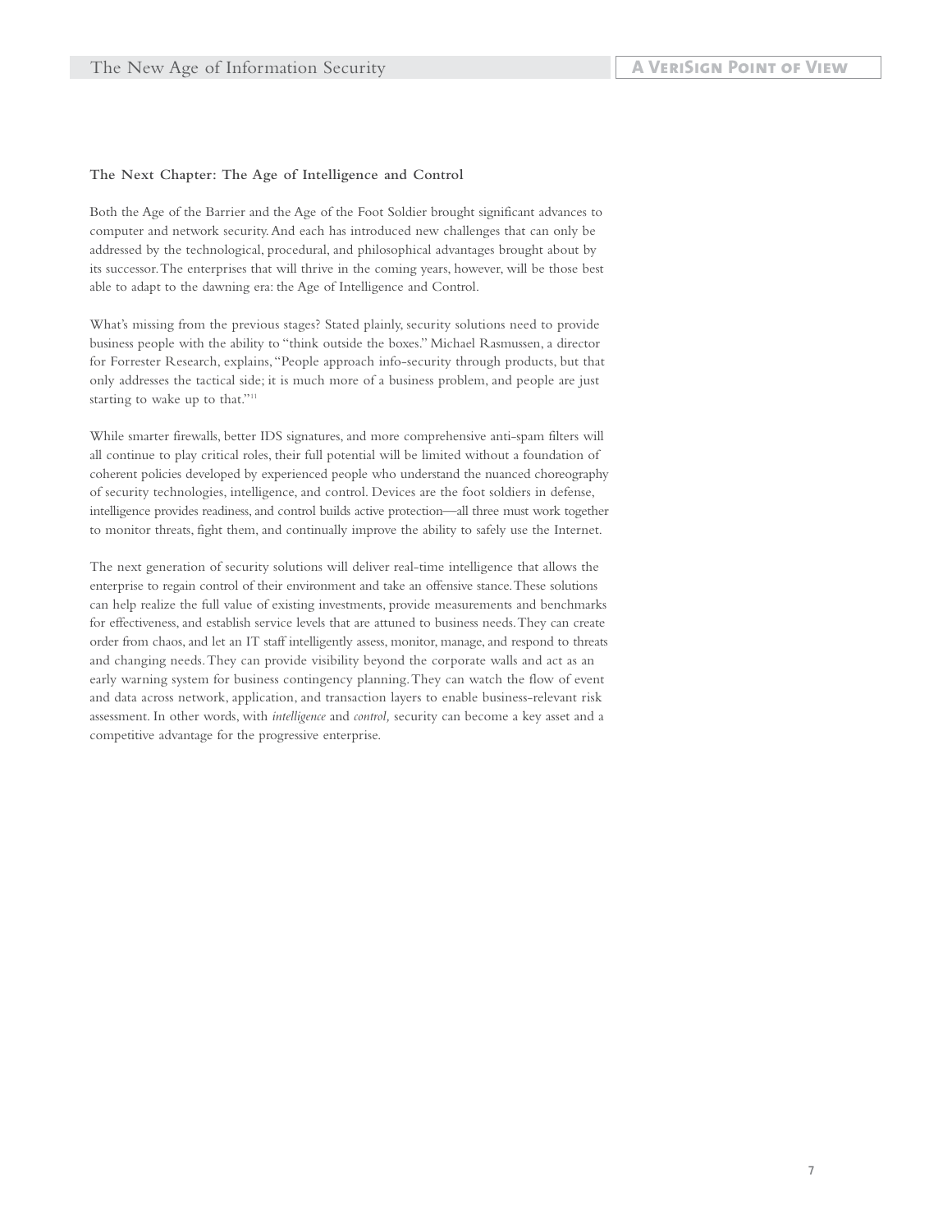### The Next Chapter: The Age of Intelligence and Control

Both the Age of the Barrier and the Age of the Foot Soldier brought significant advances to computer and network security. And each has introduced new challenges that can only be addressed by the technological, procedural, and philosophical advantages brought about by its successor. The enterprises that will thrive in the coming years, however, will be those best able to adapt to the dawning era: the Age of Intelligence and Control.

What's missing from the previous stages? Stated plainly, security solutions need to provide business people with the ability to "think outside the boxes." Michael Rasmussen, a director for Forrester Research, explains, "People approach info-security through products, but that only addresses the tactical side; it is much more of a business problem, and people are just starting to wake up to that."[11]

While smarter firewalls, better IDS signatures, and more comprehensive anti-spam filters will all continue to play critical roles, their full potential will be limited without a foundation of coherent policies developed by experienced people who understand the nuanced choreography of security technologies, intelligence, and control. Devices are the foot soldiers in defense, intelligence provides readiness, and control builds active protection—all three must work together to monitor threats, fight them, and continually improve the ability to safely use the Internet.

The next generation of security solutions will deliver real-time intelligence that allows the enterprise to regain control of their environment and take an offensive stance. These solutions can help realize the full value of existing investments, provide measurements and benchmarks for effectiveness, and establish service levels that are attuned to business needs. They can create order from chaos, and let an IT staff intelligently assess, monitor, manage, and respond to threats and changing needs. They can provide visibility beyond the corporate walls and act as an early warning system for business contingency planning. They can watch the flow of event and data across network, application, and transaction layers to enable business-relevant risk assessment. In other words, with *intelligence* and *control,* security can become a key asset and a competitive advantage for the progressive enterprise.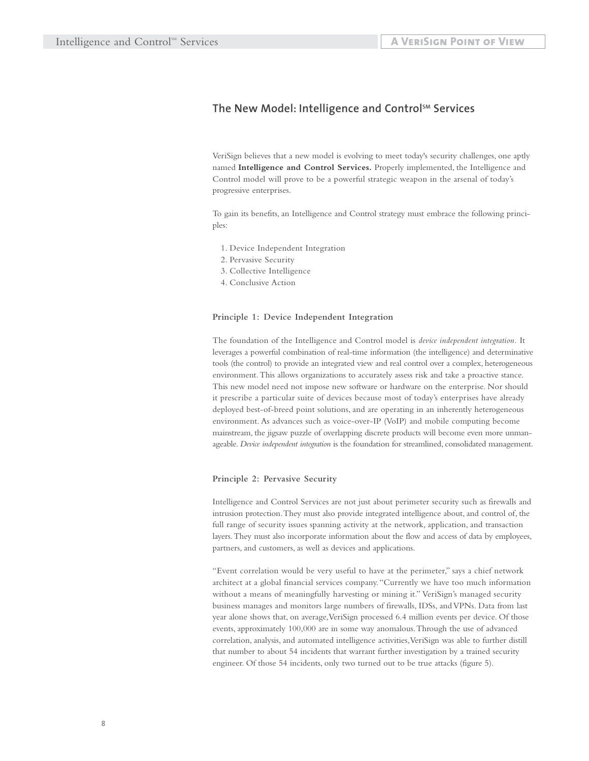## The New Model: Intelligence and Control℠ Services

VeriSign believes that a new model is evolving to meet today's security challenges, one aptly named **Intelligence and Control Services.** Properly implemented, the Intelligence and Control model will prove to be a powerful strategic weapon in the arsenal of today's progressive enterprises.

To gain its benefits, an Intelligence and Control strategy must embrace the following principles:

1. Device Independent Integration
2. Pervasive Security
3. Collective Intelligence
4. Conclusive Action

### Principle 1: Device Independent Integration

The foundation of the Intelligence and Control model is *device independent integration.* It leverages a powerful combination of real-time information (the intelligence) and determinative tools (the control) to provide an integrated view and real control over a complex, heterogeneous environment. This allows organizations to accurately assess risk and take a proactive stance. This new model need not impose new software or hardware on the enterprise. Nor should it prescribe a particular suite of devices because most of today's enterprises have already deployed best-of-breed point solutions, and are operating in an inherently heterogeneous environment. As advances such as voice-over-IP (VoIP) and mobile computing become mainstream, the jigsaw puzzle of overlapping discrete products will become even more unmanageable. *Device independent integration* is the foundation for streamlined, consolidated management.

### Principle 2: Pervasive Security

Intelligence and Control Services are not just about perimeter security such as firewalls and intrusion protection. They must also provide integrated intelligence about, and control of, the full range of security issues spanning activity at the network, application, and transaction layers. They must also incorporate information about the flow and access of data by employees, partners, and customers, as well as devices and applications.

"Event correlation would be very useful to have at the perimeter," says a chief network architect at a global financial services company. "Currently we have too much information without a means of meaningfully harvesting or mining it." VeriSign's managed security business manages and monitors large numbers of firewalls, IDSs, and VPNs. Data from last year alone shows that, on average, VeriSign processed 6.4 million events per device. Of those events, approximately 100,000 are in some way anomalous. Through the use of advanced correlation, analysis, and automated intelligence activities, VeriSign was able to further distill that number to about 54 incidents that warrant further investigation by a trained security engineer. Of those 54 incidents, only two turned out to be true attacks (figure 5).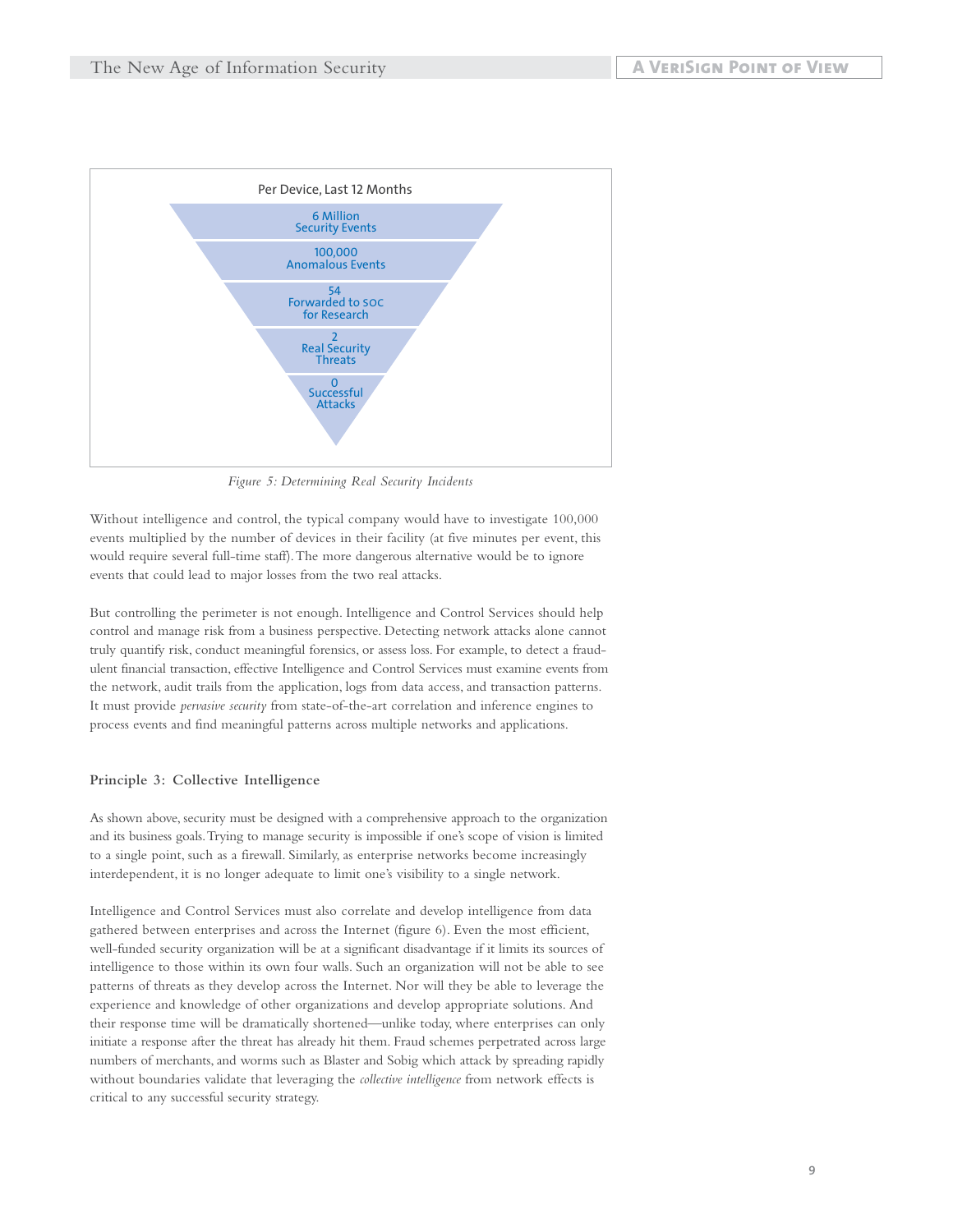Per Device, Last 12 Months

- 6 Million Security Events
- 100,000 Anomalous Events
- 54 Forwarded to SOC for Research
- 2 Real Security Threats
- 0 Successful Attacks

*Figure 5: Determining Real Security Incidents*

Without intelligence and control, the typical company would have to investigate 100,000 events multiplied by the number of devices in their facility (at five minutes per event, this would require several full-time staff). The more dangerous alternative would be to ignore events that could lead to major losses from the two real attacks.

But controlling the perimeter is not enough. Intelligence and Control Services should help control and manage risk from a business perspective. Detecting network attacks alone cannot truly quantify risk, conduct meaningful forensics, or assess loss. For example, to detect a fraudulent financial transaction, effective Intelligence and Control Services must examine events from the network, audit trails from the application, logs from data access, and transaction patterns. It must provide *pervasive security* from state-of-the-art correlation and inference engines to process events and find meaningful patterns across multiple networks and applications.

### Principle 3: Collective Intelligence

As shown above, security must be designed with a comprehensive approach to the organization and its business goals. Trying to manage security is impossible if one's scope of vision is limited to a single point, such as a firewall. Similarly, as enterprise networks become increasingly interdependent, it is no longer adequate to limit one's visibility to a single network.

Intelligence and Control Services must also correlate and develop intelligence from data gathered between enterprises and across the Internet (figure 6). Even the most efficient, well-funded security organization will be at a significant disadvantage if it limits its sources of intelligence to those within its own four walls. Such an organization will not be able to see patterns of threats as they develop across the Internet. Nor will they be able to leverage the experience and knowledge of other organizations and develop appropriate solutions. And their response time will be dramatically shortened—unlike today, where enterprises can only initiate a response after the threat has already hit them. Fraud schemes perpetrated across large numbers of merchants, and worms such as Blaster and Sobig which attack by spreading rapidly without boundaries validate that leveraging the *collective intelligence* from network effects is critical to any successful security strategy.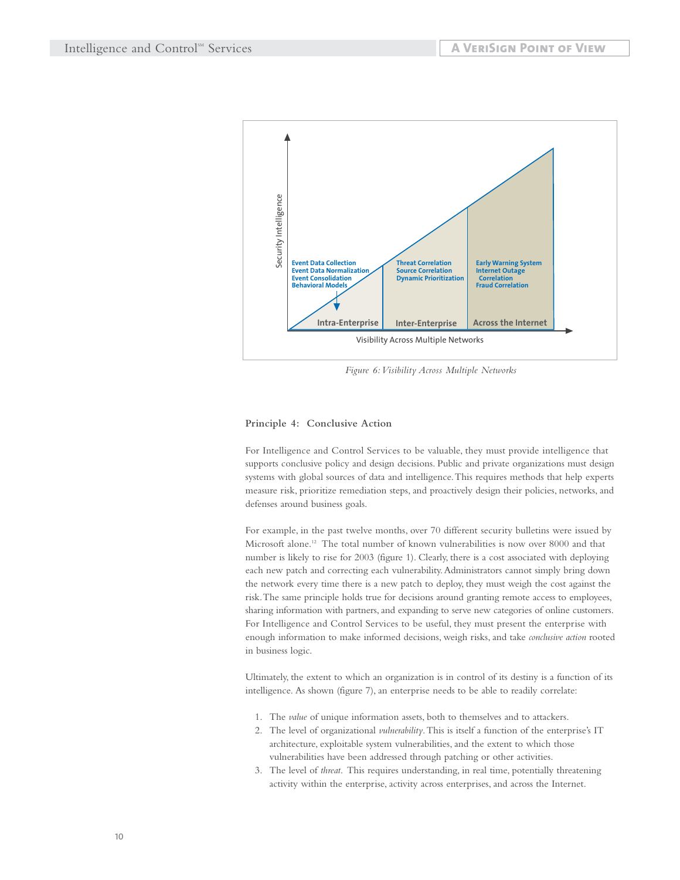Security Intelligence

Event Data Collection
Event Data Normalization
Event Consolidation
Behavioral Models

Threat Correlation
Source Correlation
Dynamic Prioritization

Early Warning System
Internet Outage Correlation
Fraud Correlation

Intra-Enterprise | Inter-Enterprise | Across the Internet

Visibility Across Multiple Networks

*Figure 6: Visibility Across Multiple Networks*

### Principle 4: Conclusive Action

For Intelligence and Control Services to be valuable, they must provide intelligence that supports conclusive policy and design decisions. Public and private organizations must design systems with global sources of data and intelligence. This requires methods that help experts measure risk, prioritize remediation steps, and proactively design their policies, networks, and defenses around business goals.

For example, in the past twelve months, over 70 different security bulletins were issued by Microsoft alone.[12] The total number of known vulnerabilities is now over 8000 and that number is likely to rise for 2003 (figure 1). Clearly, there is a cost associated with deploying each new patch and correcting each vulnerability. Administrators cannot simply bring down the network every time there is a new patch to deploy, they must weigh the cost against the risk. The same principle holds true for decisions around granting remote access to employees, sharing information with partners, and expanding to serve new categories of online customers. For Intelligence and Control Services to be useful, they must present the enterprise with enough information to make informed decisions, weigh risks, and take *conclusive action* rooted in business logic.

Ultimately, the extent to which an organization is in control of its destiny is a function of its intelligence. As shown (figure 7), an enterprise needs to be able to readily correlate:

1. The *value* of unique information assets, both to themselves and to attackers.
2. The level of organizational *vulnerability*. This is itself a function of the enterprise's IT architecture, exploitable system vulnerabilities, and the extent to which those vulnerabilities have been addressed through patching or other activities.
3. The level of *threat*. This requires understanding, in real time, potentially threatening activity within the enterprise, activity across enterprises, and across the Internet.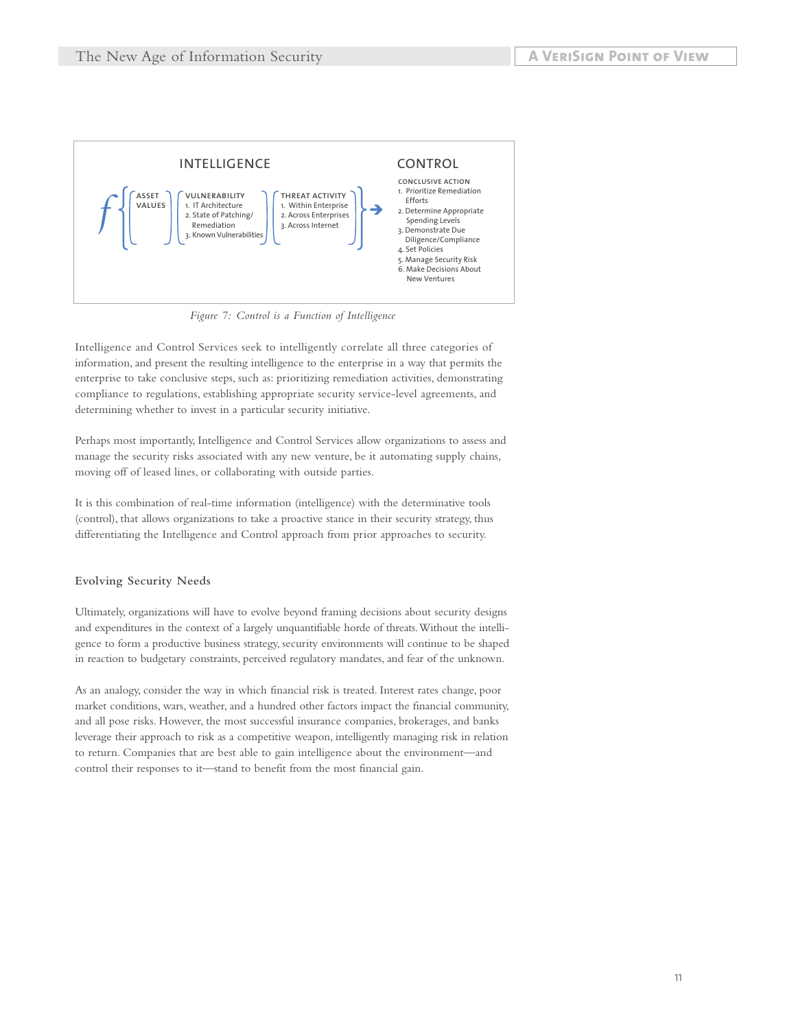**INTELLIGENCE**

$f$ { [ASSET VALUES] [VULNERABILITY 1. IT Architecture 2. State of Patching/Remediation 3. Known Vulnerabilities] [THREAT ACTIVITY 1. Within Enterprise 2. Across Enterprises 3. Across Internet] } →

**CONTROL**

CONCLUSIVE ACTION
1. Prioritize Remediation Efforts
2. Determine Appropriate Spending Levels
3. Demonstrate Due Diligence/Compliance
4. Set Policies
5. Manage Security Risk
6. Make Decisions About New Ventures

*Figure 7: Control is a Function of Intelligence*

Intelligence and Control Services seek to intelligently correlate all three categories of information, and present the resulting intelligence to the enterprise in a way that permits the enterprise to take conclusive steps, such as: prioritizing remediation activities, demonstrating compliance to regulations, establishing appropriate security service-level agreements, and determining whether to invest in a particular security initiative.

Perhaps most importantly, Intelligence and Control Services allow organizations to assess and manage the security risks associated with any new venture, be it automating supply chains, moving off of leased lines, or collaborating with outside parties.

It is this combination of real-time information (intelligence) with the determinative tools (control), that allows organizations to take a proactive stance in their security strategy, thus differentiating the Intelligence and Control approach from prior approaches to security.

### Evolving Security Needs

Ultimately, organizations will have to evolve beyond framing decisions about security designs and expenditures in the context of a largely unquantifiable horde of threats. Without the intelligence to form a productive business strategy, security environments will continue to be shaped in reaction to budgetary constraints, perceived regulatory mandates, and fear of the unknown.

As an analogy, consider the way in which financial risk is treated. Interest rates change, poor market conditions, wars, weather, and a hundred other factors impact the financial community, and all pose risks. However, the most successful insurance companies, brokerages, and banks leverage their approach to risk as a competitive weapon, intelligently managing risk in relation to return. Companies that are best able to gain intelligence about the environment—and control their responses to it—stand to benefit from the most financial gain.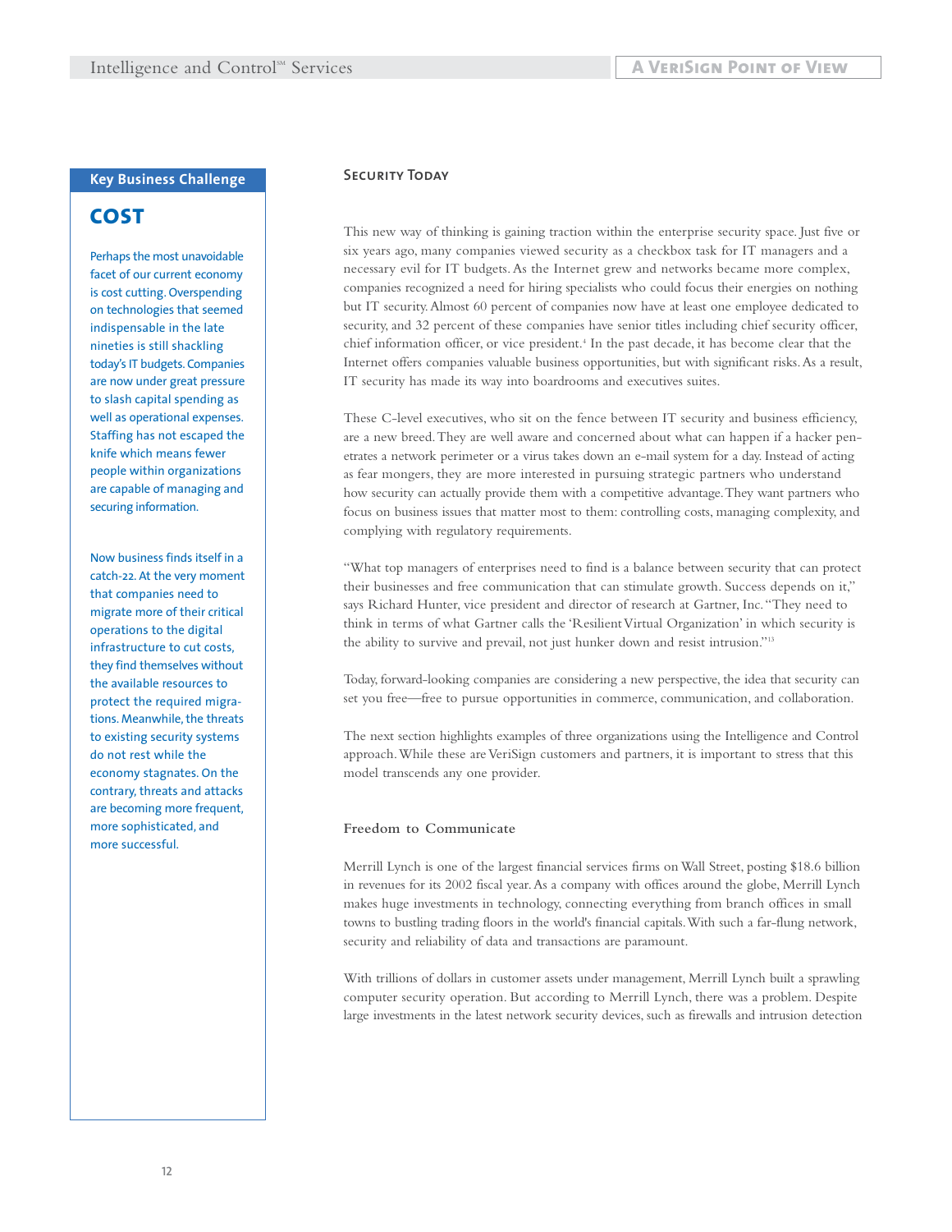## Key Business Challenge

### COST

Perhaps the most unavoidable facet of our current economy is cost cutting. Overspending on technologies that seemed indispensable in the late nineties is still shackling today's IT budgets. Companies are now under great pressure to slash capital spending as well as operational expenses. Staffing has not escaped the knife which means fewer people within organizations are capable of managing and securing information.

Now business finds itself in a catch-22. At the very moment that companies need to migrate more of their critical operations to the digital infrastructure to cut costs, they find themselves without the available resources to protect the required migrations. Meanwhile, the threats to existing security systems do not rest while the economy stagnates. On the contrary, threats and attacks are becoming more frequent, more sophisticated, and more successful.

## Security Today

This new way of thinking is gaining traction within the enterprise security space. Just five or six years ago, many companies viewed security as a checkbox task for IT managers and a necessary evil for IT budgets. As the Internet grew and networks became more complex, companies recognized a need for hiring specialists who could focus their energies on nothing but IT security. Almost 60 percent of companies now have at least one employee dedicated to security, and 32 percent of these companies have senior titles including chief security officer, chief information officer, or vice president.[4] In the past decade, it has become clear that the Internet offers companies valuable business opportunities, but with significant risks. As a result, IT security has made its way into boardrooms and executives suites.

These C-level executives, who sit on the fence between IT security and business efficiency, are a new breed. They are well aware and concerned about what can happen if a hacker penetrates a network perimeter or a virus takes down an e-mail system for a day. Instead of acting as fear mongers, they are more interested in pursuing strategic partners who understand how security can actually provide them with a competitive advantage. They want partners who focus on business issues that matter most to them: controlling costs, managing complexity, and complying with regulatory requirements.

"What top managers of enterprises need to find is a balance between security that can protect their businesses and free communication that can stimulate growth. Success depends on it," says Richard Hunter, vice president and director of research at Gartner, Inc. "They need to think in terms of what Gartner calls the 'Resilient Virtual Organization' in which security is the ability to survive and prevail, not just hunker down and resist intrusion."[13]

Today, forward-looking companies are considering a new perspective, the idea that security can set you free—free to pursue opportunities in commerce, communication, and collaboration.

The next section highlights examples of three organizations using the Intelligence and Control approach. While these are VeriSign customers and partners, it is important to stress that this model transcends any one provider.

### Freedom to Communicate

Merrill Lynch is one of the largest financial services firms on Wall Street, posting $18.6 billion in revenues for its 2002 fiscal year. As a company with offices around the globe, Merrill Lynch makes huge investments in technology, connecting everything from branch offices in small towns to bustling trading floors in the world's financial capitals. With such a far-flung network, security and reliability of data and transactions are paramount.

With trillions of dollars in customer assets under management, Merrill Lynch built a sprawling computer security operation. But according to Merrill Lynch, there was a problem. Despite large investments in the latest network security devices, such as firewalls and intrusion detection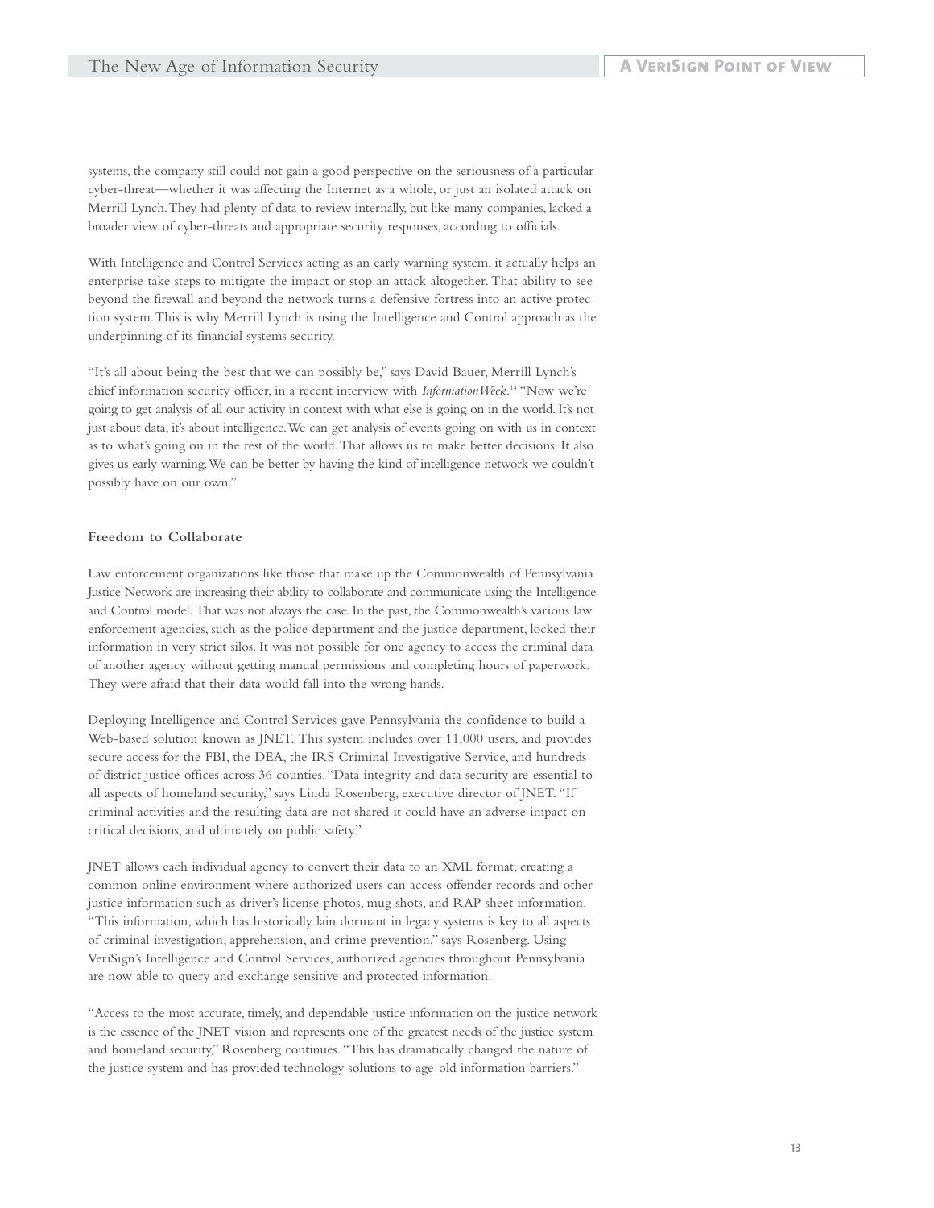systems, the company still could not gain a good perspective on the seriousness of a particular cyber-threat—whether it was affecting the Internet as a whole, or just an isolated attack on Merrill Lynch. They had plenty of data to review internally, but like many companies, lacked a broader view of cyber-threats and appropriate security responses, according to officials.

With Intelligence and Control Services acting as an early warning system, it actually helps an enterprise take steps to mitigate the impact or stop an attack altogether. That ability to see beyond the firewall and beyond the network turns a defensive fortress into an active protection system. This is why Merrill Lynch is using the Intelligence and Control approach as the underpinning of its financial systems security.

"It's all about being the best that we can possibly be," says David Bauer, Merrill Lynch's chief information security officer, in a recent interview with *InformationWeek*.[14] "Now we're going to get analysis of all our activity in context with what else is going on in the world. It's not just about data, it's about intelligence. We can get analysis of events going on with us in context as to what's going on in the rest of the world. That allows us to make better decisions. It also gives us early warning. We can be better by having the kind of intelligence network we couldn't possibly have on our own."

### Freedom to Collaborate

Law enforcement organizations like those that make up the Commonwealth of Pennsylvania Justice Network are increasing their ability to collaborate and communicate using the Intelligence and Control model. That was not always the case. In the past, the Commonwealth's various law enforcement agencies, such as the police department and the justice department, locked their information in very strict silos. It was not possible for one agency to access the criminal data of another agency without getting manual permissions and completing hours of paperwork. They were afraid that their data would fall into the wrong hands.

Deploying Intelligence and Control Services gave Pennsylvania the confidence to build a Web-based solution known as JNET. This system includes over 11,000 users, and provides secure access for the FBI, the DEA, the IRS Criminal Investigative Service, and hundreds of district justice offices across 36 counties. "Data integrity and data security are essential to all aspects of homeland security," says Linda Rosenberg, executive director of JNET. "If criminal activities and the resulting data are not shared it could have an adverse impact on critical decisions, and ultimately on public safety."

JNET allows each individual agency to convert their data to an XML format, creating a common online environment where authorized users can access offender records and other justice information such as driver's license photos, mug shots, and RAP sheet information. "This information, which has historically lain dormant in legacy systems is key to all aspects of criminal investigation, apprehension, and crime prevention," says Rosenberg. Using VeriSign's Intelligence and Control Services, authorized agencies throughout Pennsylvania are now able to query and exchange sensitive and protected information.

"Access to the most accurate, timely, and dependable justice information on the justice network is the essence of the JNET vision and represents one of the greatest needs of the justice system and homeland security," Rosenberg continues. "This has dramatically changed the nature of the justice system and has provided technology solutions to age-old information barriers."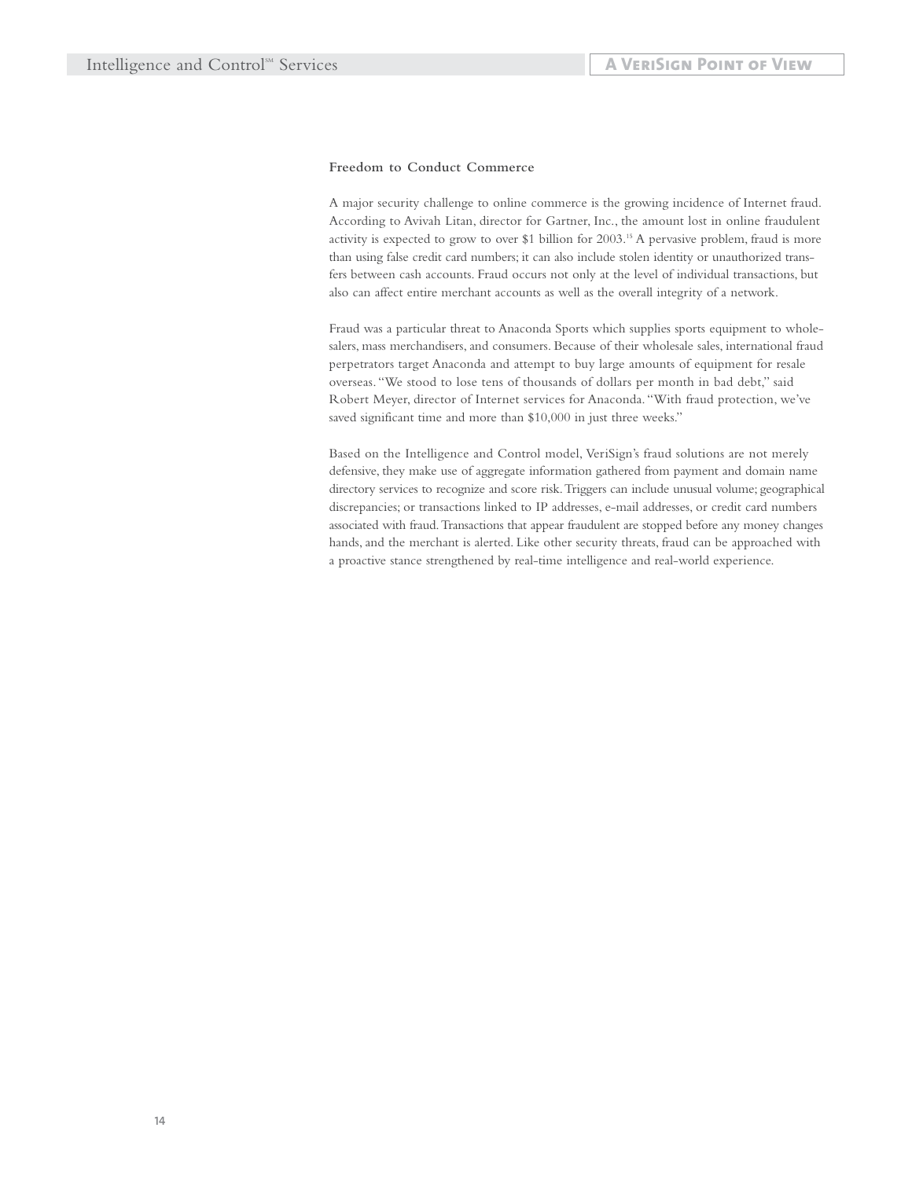### Freedom to Conduct Commerce

A major security challenge to online commerce is the growing incidence of Internet fraud. According to Avivah Litan, director for Gartner, Inc., the amount lost in online fraudulent activity is expected to grow to over $1 billion for 2003.[15] A pervasive problem, fraud is more than using false credit card numbers; it can also include stolen identity or unauthorized transfers between cash accounts. Fraud occurs not only at the level of individual transactions, but also can affect entire merchant accounts as well as the overall integrity of a network.

Fraud was a particular threat to Anaconda Sports which supplies sports equipment to wholesalers, mass merchandisers, and consumers. Because of their wholesale sales, international fraud perpetrators target Anaconda and attempt to buy large amounts of equipment for resale overseas. "We stood to lose tens of thousands of dollars per month in bad debt," said Robert Meyer, director of Internet services for Anaconda. "With fraud protection, we've saved significant time and more than $10,000 in just three weeks."

Based on the Intelligence and Control model, VeriSign's fraud solutions are not merely defensive, they make use of aggregate information gathered from payment and domain name directory services to recognize and score risk. Triggers can include unusual volume; geographical discrepancies; or transactions linked to IP addresses, e-mail addresses, or credit card numbers associated with fraud. Transactions that appear fraudulent are stopped before any money changes hands, and the merchant is alerted. Like other security threats, fraud can be approached with a proactive stance strengthened by real-time intelligence and real-world experience.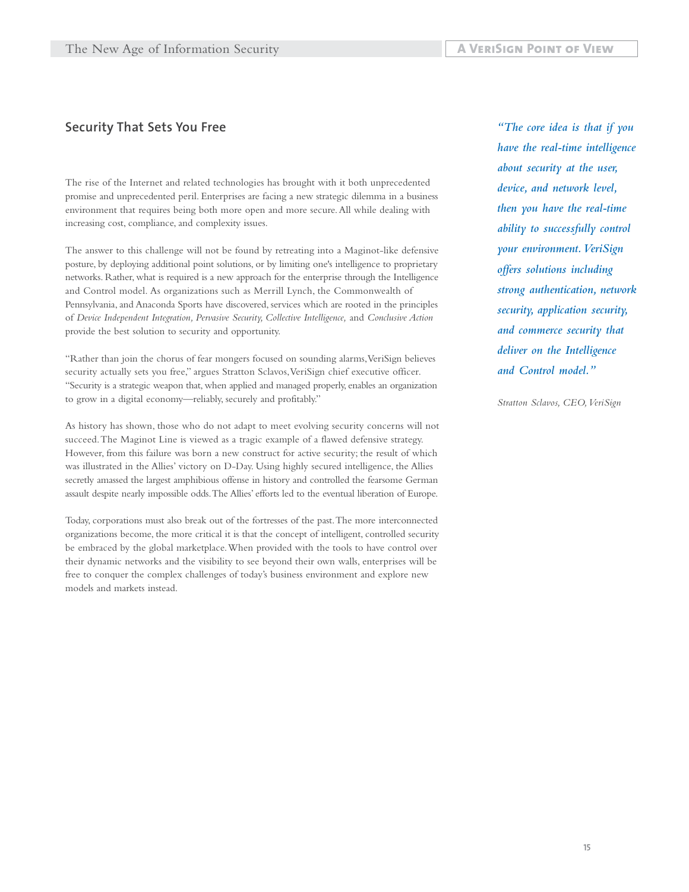## Security That Sets You Free

The rise of the Internet and related technologies has brought with it both unprecedented promise and unprecedented peril. Enterprises are facing a new strategic dilemma in a business environment that requires being both more open and more secure. All while dealing with increasing cost, compliance, and complexity issues.

The answer to this challenge will not be found by retreating into a Maginot-like defensive posture, by deploying additional point solutions, or by limiting one's intelligence to proprietary networks. Rather, what is required is a new approach for the enterprise through the Intelligence and Control model. As organizations such as Merrill Lynch, the Commonwealth of Pennsylvania, and Anaconda Sports have discovered, services which are rooted in the principles of *Device Independent Integration, Pervasive Security, Collective Intelligence,* and *Conclusive Action* provide the best solution to security and opportunity.

"Rather than join the chorus of fear mongers focused on sounding alarms, VeriSign believes security actually sets you free," argues Stratton Sclavos, VeriSign chief executive officer. "Security is a strategic weapon that, when applied and managed properly, enables an organization to grow in a digital economy—reliably, securely and profitably."

As history has shown, those who do not adapt to meet evolving security concerns will not succeed. The Maginot Line is viewed as a tragic example of a flawed defensive strategy. However, from this failure was born a new construct for active security; the result of which was illustrated in the Allies' victory on D-Day. Using highly secured intelligence, the Allies secretly amassed the largest amphibious offense in history and controlled the fearsome German assault despite nearly impossible odds. The Allies' efforts led to the eventual liberation of Europe.

Today, corporations must also break out of the fortresses of the past. The more interconnected organizations become, the more critical it is that the concept of intelligent, controlled security be embraced by the global marketplace. When provided with the tools to have control over their dynamic networks and the visibility to see beyond their own walls, enterprises will be free to conquer the complex challenges of today's business environment and explore new models and markets instead.

*"The core idea is that if you have the real-time intelligence about security at the user, device, and network level, then you have the real-time ability to successfully control your environment. VeriSign offers solutions including strong authentication, network security, application security, and commerce security that deliver on the Intelligence and Control model."*

*Stratton Sclavos, CEO, VeriSign*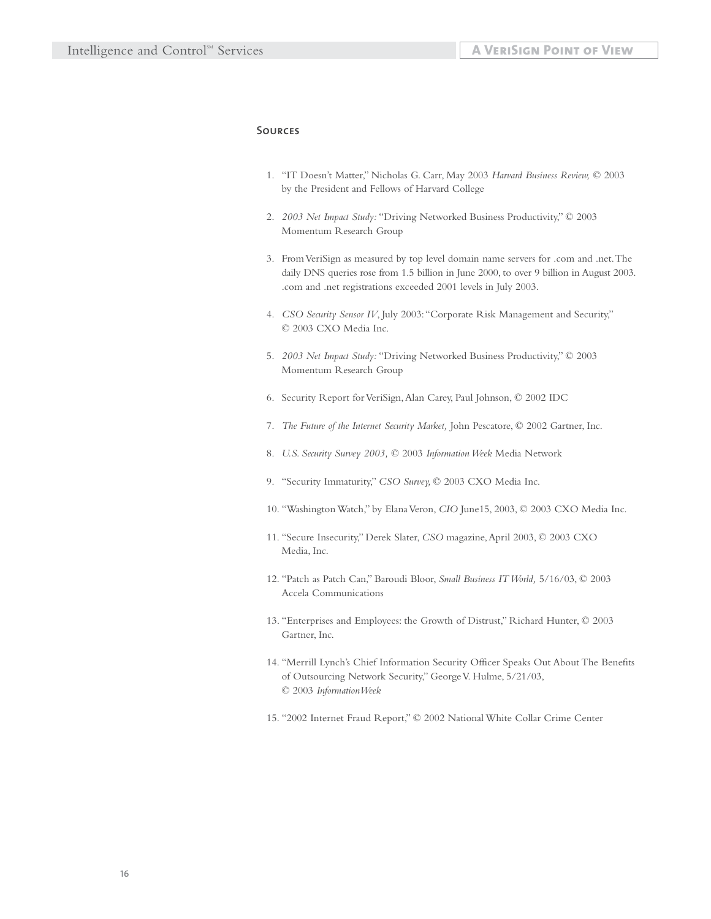## Sources

1. "IT Doesn't Matter," Nicholas G. Carr, May 2003 *Harvard Business Review,* © 2003 by the President and Fellows of Harvard College

2. *2003 Net Impact Study:* "Driving Networked Business Productivity," © 2003 Momentum Research Group

3. From VeriSign as measured by top level domain name servers for .com and .net. The daily DNS queries rose from 1.5 billion in June 2000, to over 9 billion in August 2003. .com and .net registrations exceeded 2001 levels in July 2003.

4. *CSO Security Sensor IV*, July 2003: "Corporate Risk Management and Security," © 2003 CXO Media Inc.

5. *2003 Net Impact Study:* "Driving Networked Business Productivity," © 2003 Momentum Research Group

6. Security Report for VeriSign, Alan Carey, Paul Johnson, © 2002 IDC

7. *The Future of the Internet Security Market,* John Pescatore, © 2002 Gartner, Inc.

8. *U.S. Security Survey 2003,* © 2003 *Information Week* Media Network

9. "Security Immaturity," *CSO Survey,* © 2003 CXO Media Inc.

10. "Washington Watch," by Elana Veron, *CIO* June15, 2003, © 2003 CXO Media Inc.

11. "Secure Insecurity," Derek Slater, *CSO* magazine, April 2003, © 2003 CXO Media, Inc.

12. "Patch as Patch Can," Baroudi Bloor, *Small Business IT World,* 5/16/03, © 2003 Accela Communications

13. "Enterprises and Employees: the Growth of Distrust," Richard Hunter, © 2003 Gartner, Inc.

14. "Merrill Lynch's Chief Information Security Officer Speaks Out About The Benefits of Outsourcing Network Security," George V. Hulme, 5/21/03, © 2003 *InformationWeek*

15. "2002 Internet Fraud Report," © 2002 National White Collar Crime Center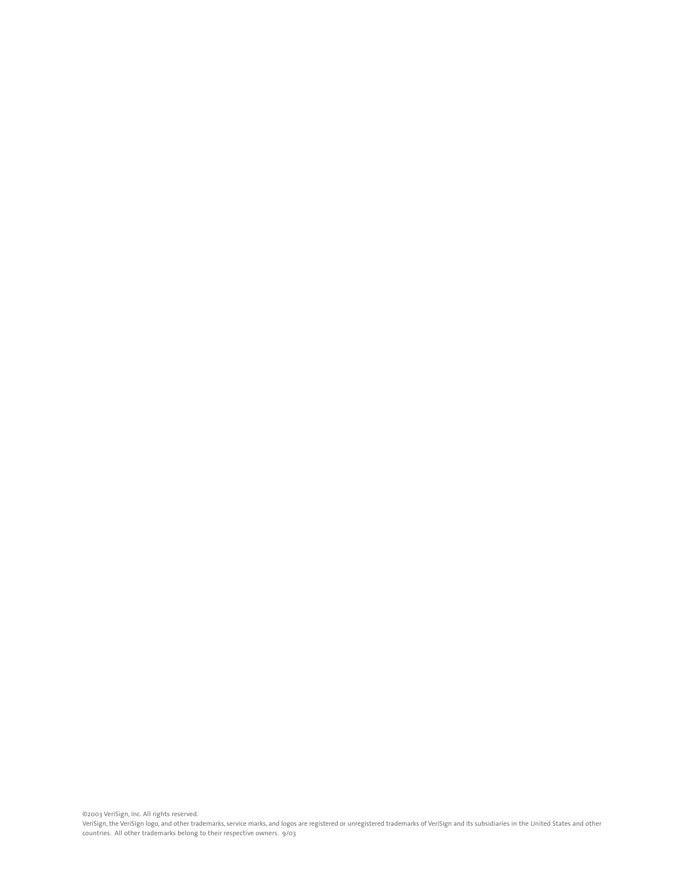©2003 VeriSign, Inc. All rights reserved.
VeriSign, the VeriSign logo, and other trademarks, service marks, and logos are registered or unregistered trademarks of VeriSign and its subsidiaries in the United States and other countries. All other trademarks belong to their respective owners. 9/03